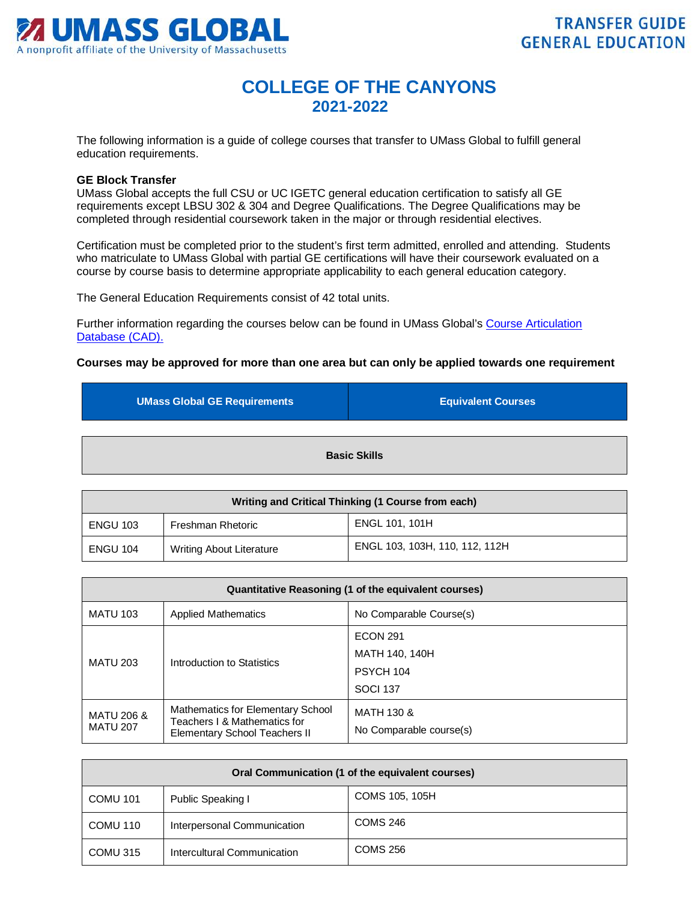# COLLEGE OF THE CANYONS
## 2021-2022

The following information is a guide of college courses that transfer to UMass Global to fulfill general education requirements.

**GE Block Transfer**
UMass Global accepts the full CSU or UC IGETC general education certification to satisfy all GE requirements except LBSU 302 & 304 and Degree Qualifications. The Degree Qualifications may be completed through residential coursework taken in the major or through residential electives.

Certification must be completed prior to the student's first term admitted, enrolled and attending. Students who matriculate to UMass Global with partial GE certifications will have their coursework evaluated on a course by course basis to determine appropriate applicability to each general education category.

The General Education Requirements consist of 42 total units.

Further information regarding the courses below can be found in UMass Global's Course Articulation Database (CAD).

**Courses may be approved for more than one area but can only be applied towards one requirement**

| UMass Global GE Requirements | | Equivalent Courses |
|---|---|---|
| **Basic Skills** | | |
| **Writing and Critical Thinking (1 Course from each)** | | |
| ENGU 103 | Freshman Rhetoric | ENGL 101, 101H |
| ENGU 104 | Writing About Literature | ENGL 103, 103H, 110, 112, 112H |
| **Quantitative Reasoning (1 of the equivalent courses)** | | |
| MATU 103 | Applied Mathematics | No Comparable Course(s) |
| MATU 203 | Introduction to Statistics | ECON 291<br>MATH 140, 140H<br>PSYCH 104<br>SOCI 137 |
| MATU 206 & MATU 207 | Mathematics for Elementary School Teachers I & Mathematics for Elementary School Teachers II | MATH 130 &<br>No Comparable course(s) |
| **Oral Communication (1 of the equivalent courses)** | | |
| COMU 101 | Public Speaking I | COMS 105, 105H |
| COMU 110 | Interpersonal Communication | COMS 246 |
| COMU 315 | Intercultural Communication | COMS 256 |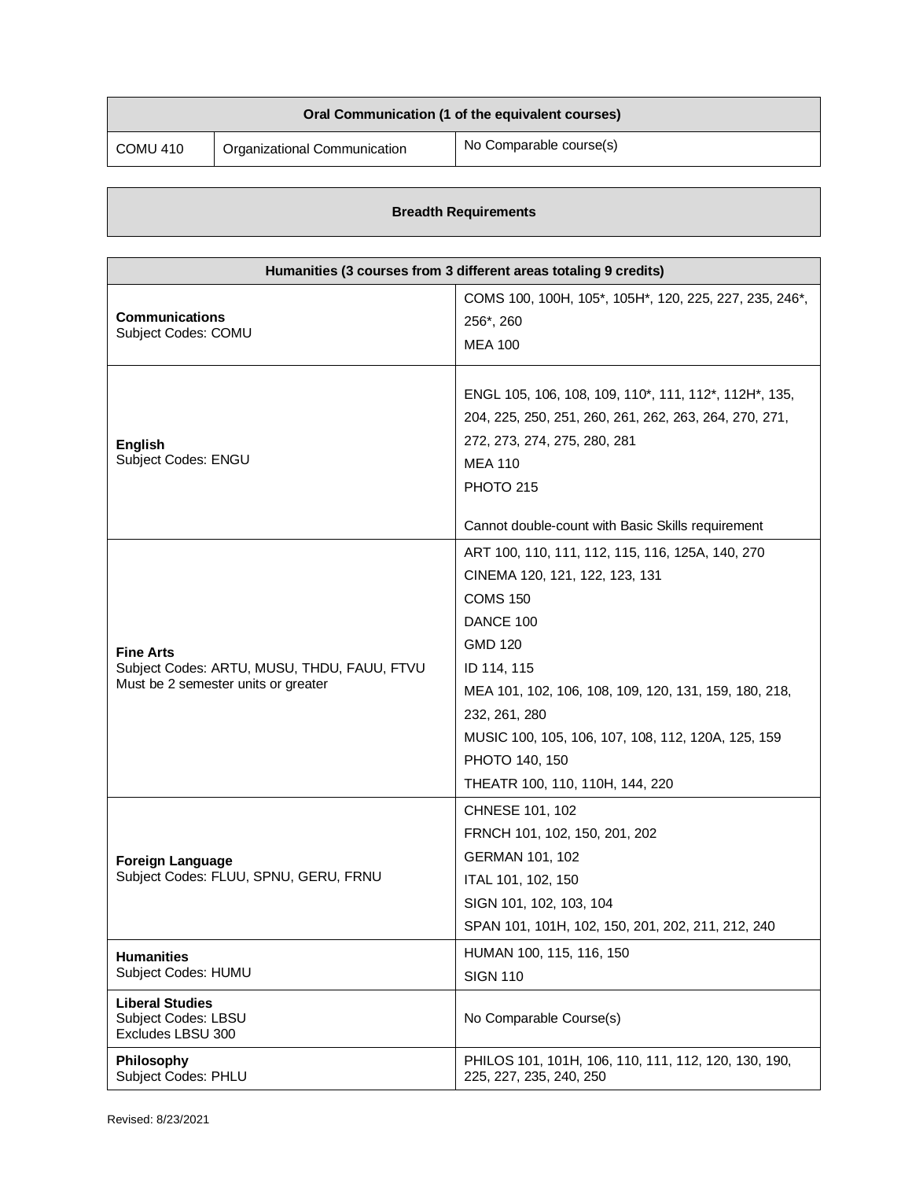| Oral Communication (1 of the equivalent courses) | | |
|---|---|---|
| COMU 410 | Organizational Communication | No Comparable course(s) |

## Breadth Requirements

| Humanities (3 courses from 3 different areas totaling 9 credits) | |
|---|---|
| **Communications**<br>Subject Codes: COMU | COMS 100, 100H, 105*, 105H*, 120, 225, 227, 235, 246*, 256*, 260<br>MEA 100 |
| **English**<br>Subject Codes: ENGU | ENGL 105, 106, 108, 109, 110*, 111, 112*, 112H*, 135, 204, 225, 250, 251, 260, 261, 262, 263, 264, 270, 271, 272, 273, 274, 275, 280, 281<br>MEA 110<br>PHOTO 215<br><br>Cannot double-count with Basic Skills requirement |
| **Fine Arts**<br>Subject Codes: ARTU, MUSU, THDU, FAUU, FTVU<br>Must be 2 semester units or greater | ART 100, 110, 111, 112, 115, 116, 125A, 140, 270<br>CINEMA 120, 121, 122, 123, 131<br>COMS 150<br>DANCE 100<br>GMD 120<br>ID 114, 115<br>MEA 101, 102, 106, 108, 109, 120, 131, 159, 180, 218, 232, 261, 280<br>MUSIC 100, 105, 106, 107, 108, 112, 120A, 125, 159<br>PHOTO 140, 150<br>THEATR 100, 110, 110H, 144, 220 |
| **Foreign Language**<br>Subject Codes: FLUU, SPNU, GERU, FRNU | CHNESE 101, 102<br>FRNCH 101, 102, 150, 201, 202<br>GERMAN 101, 102<br>ITAL 101, 102, 150<br>SIGN 101, 102, 103, 104<br>SPAN 101, 101H, 102, 150, 201, 202, 211, 212, 240 |
| **Humanities**<br>Subject Codes: HUMU | HUMAN 100, 115, 116, 150<br>SIGN 110 |
| **Liberal Studies**<br>Subject Codes: LBSU<br>Excludes LBSU 300 | No Comparable Course(s) |
| **Philosophy**<br>Subject Codes: PHLU | PHILOS 101, 101H, 106, 110, 111, 112, 120, 130, 190, 225, 227, 235, 240, 250 |

Revised: 8/23/2021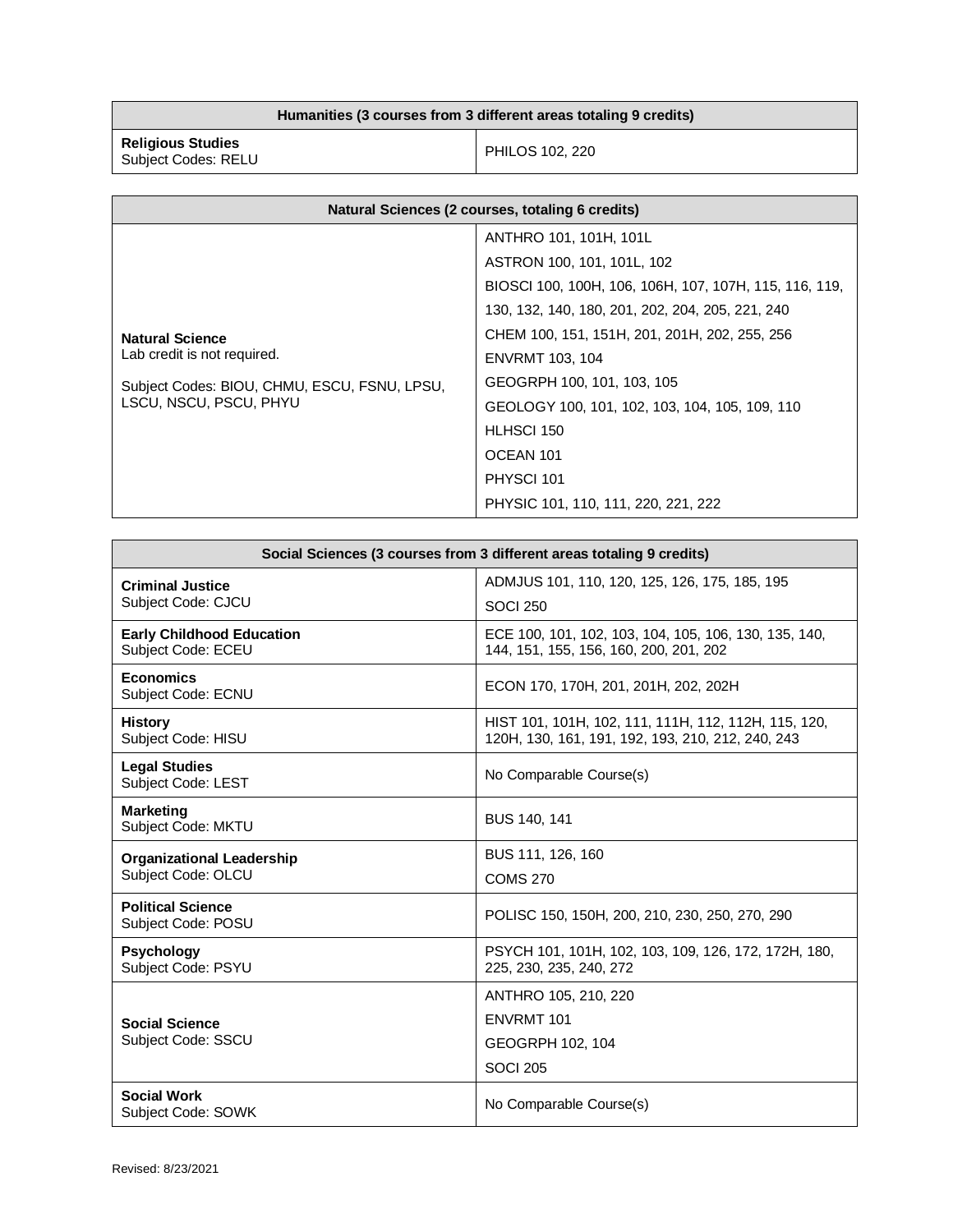| Humanities (3 courses from 3 different areas totaling 9 credits) | |
|---|---|
| **Religious Studies**<br>Subject Codes: RELU | PHILOS 102, 220 |

| Natural Sciences (2 courses, totaling 6 credits) | |
|---|---|
| **Natural Science**<br>Lab credit is not required.<br><br>Subject Codes: BIOU, CHMU, ESCU, FSNU, LPSU, LSCU, NSCU, PSCU, PHYU | ANTHRO 101, 101H, 101L<br>ASTRON 100, 101, 101L, 102<br>BIOSCI 100, 100H, 106, 106H, 107, 107H, 115, 116, 119, 130, 132, 140, 180, 201, 202, 204, 205, 221, 240<br>CHEM 100, 151, 151H, 201, 201H, 202, 255, 256<br>ENVRMT 103, 104<br>GEOGRPH 100, 101, 103, 105<br>GEOLOGY 100, 101, 102, 103, 104, 105, 109, 110<br>HLHSCI 150<br>OCEAN 101<br>PHYSCI 101<br>PHYSIC 101, 110, 111, 220, 221, 222 |

| Social Sciences (3 courses from 3 different areas totaling 9 credits) | |
|---|---|
| **Criminal Justice**<br>Subject Code: CJCU | ADMJUS 101, 110, 120, 125, 126, 175, 185, 195<br>SOCI 250 |
| **Early Childhood Education**<br>Subject Code: ECEU | ECE 100, 101, 102, 103, 104, 105, 106, 130, 135, 140, 144, 151, 155, 156, 160, 200, 201, 202 |
| **Economics**<br>Subject Code: ECNU | ECON 170, 170H, 201, 201H, 202, 202H |
| **History**<br>Subject Code: HISU | HIST 101, 101H, 102, 111, 111H, 112, 112H, 115, 120, 120H, 130, 161, 191, 192, 193, 210, 212, 240, 243 |
| **Legal Studies**<br>Subject Code: LEST | No Comparable Course(s) |
| **Marketing**<br>Subject Code: MKTU | BUS 140, 141 |
| **Organizational Leadership**<br>Subject Code: OLCU | BUS 111, 126, 160<br>COMS 270 |
| **Political Science**<br>Subject Code: POSU | POLISC 150, 150H, 200, 210, 230, 250, 270, 290 |
| **Psychology**<br>Subject Code: PSYU | PSYCH 101, 101H, 102, 103, 109, 126, 172, 172H, 180, 225, 230, 235, 240, 272 |
| **Social Science**<br>Subject Code: SSCU | ANTHRO 105, 210, 220<br>ENVRMT 101<br>GEOGRPH 102, 104<br>SOCI 205 |
| **Social Work**<br>Subject Code: SOWK | No Comparable Course(s) |

Revised: 8/23/2021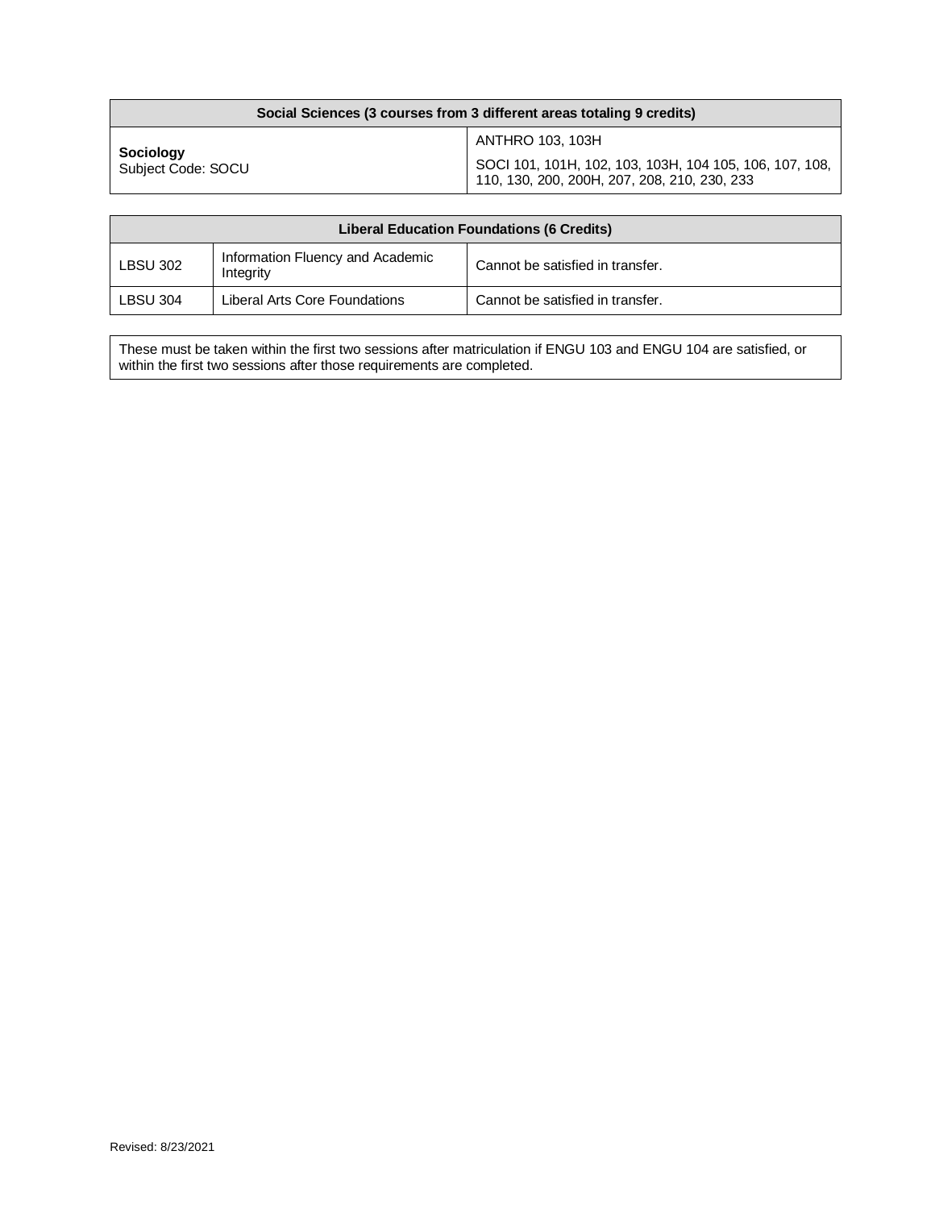| Social Sciences (3 courses from 3 different areas totaling 9 credits) | |
|---|---|
| **Sociology**<br>Subject Code: SOCU | ANTHRO 103, 103H<br>SOCI 101, 101H, 102, 103, 103H, 104 105, 106, 107, 108, 110, 130, 200, 200H, 207, 208, 210, 230, 233 |

| Liberal Education Foundations (6 Credits) | | |
|---|---|---|
| LBSU 302 | Information Fluency and Academic Integrity | Cannot be satisfied in transfer. |
| LBSU 304 | Liberal Arts Core Foundations | Cannot be satisfied in transfer. |

These must be taken within the first two sessions after matriculation if ENGU 103 and ENGU 104 are satisfied, or within the first two sessions after those requirements are completed.

Revised: 8/23/2021